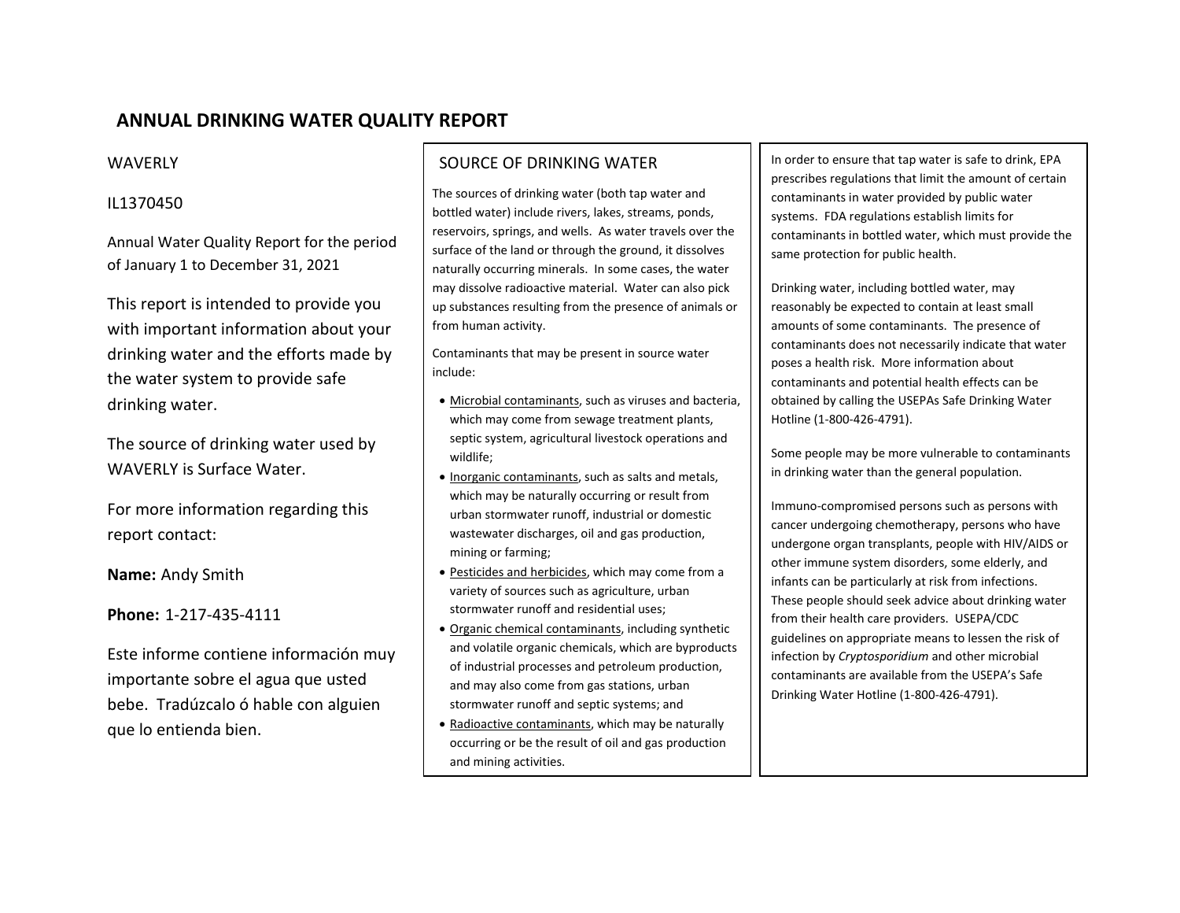# ANNUAL DRINKING WATER QUALITY REPORT

WAVERLY

IL1370450

Annual Water Quality Report for the period of January 1 to December 31, 2021

This report is intended to provide you with important information about your drinking water and the efforts made by the water system to provide safe drinking water.

The source of drinking water used by WAVERLY is Surface Water.

For more information regarding this report contact:

**Name:** Andy Smith

**Phone:** 1-217-435-4111

Este informe contiene información muy importante sobre el agua que usted bebe. Tradúzcalo ó hable con alguien que lo entienda bien.

## SOURCE OF DRINKING WATER

The sources of drinking water (both tap water and bottled water) include rivers, lakes, streams, ponds, reservoirs, springs, and wells. As water travels over the surface of the land or through the ground, it dissolves naturally occurring minerals. In some cases, the water may dissolve radioactive material. Water can also pick up substances resulting from the presence of animals or from human activity.

Contaminants that may be present in source water include:

- Microbial contaminants, such as viruses and bacteria, which may come from sewage treatment plants, septic system, agricultural livestock operations and wildlife;
- Inorganic contaminants, such as salts and metals, which may be naturally occurring or result from urban stormwater runoff, industrial or domestic wastewater discharges, oil and gas production, mining or farming;
- Pesticides and herbicides, which may come from a variety of sources such as agriculture, urban stormwater runoff and residential uses;
- Organic chemical contaminants, including synthetic and volatile organic chemicals, which are byproducts of industrial processes and petroleum production, and may also come from gas stations, urban stormwater runoff and septic systems; and
- Radioactive contaminants, which may be naturally occurring or be the result of oil and gas production and mining activities.

In order to ensure that tap water is safe to drink, EPA prescribes regulations that limit the amount of certain contaminants in water provided by public water systems. FDA regulations establish limits for contaminants in bottled water, which must provide the same protection for public health.

Drinking water, including bottled water, may reasonably be expected to contain at least small amounts of some contaminants. The presence of contaminants does not necessarily indicate that water poses a health risk. More information about contaminants and potential health effects can be obtained by calling the USEPAs Safe Drinking Water Hotline (1-800-426-4791).

Some people may be more vulnerable to contaminants in drinking water than the general population.

Immuno-compromised persons such as persons with cancer undergoing chemotherapy, persons who have undergone organ transplants, people with HIV/AIDS or other immune system disorders, some elderly, and infants can be particularly at risk from infections. These people should seek advice about drinking water from their health care providers. USEPA/CDC guidelines on appropriate means to lessen the risk of infection by *Cryptosporidium* and other microbial contaminants are available from the USEPA's Safe Drinking Water Hotline (1-800-426-4791).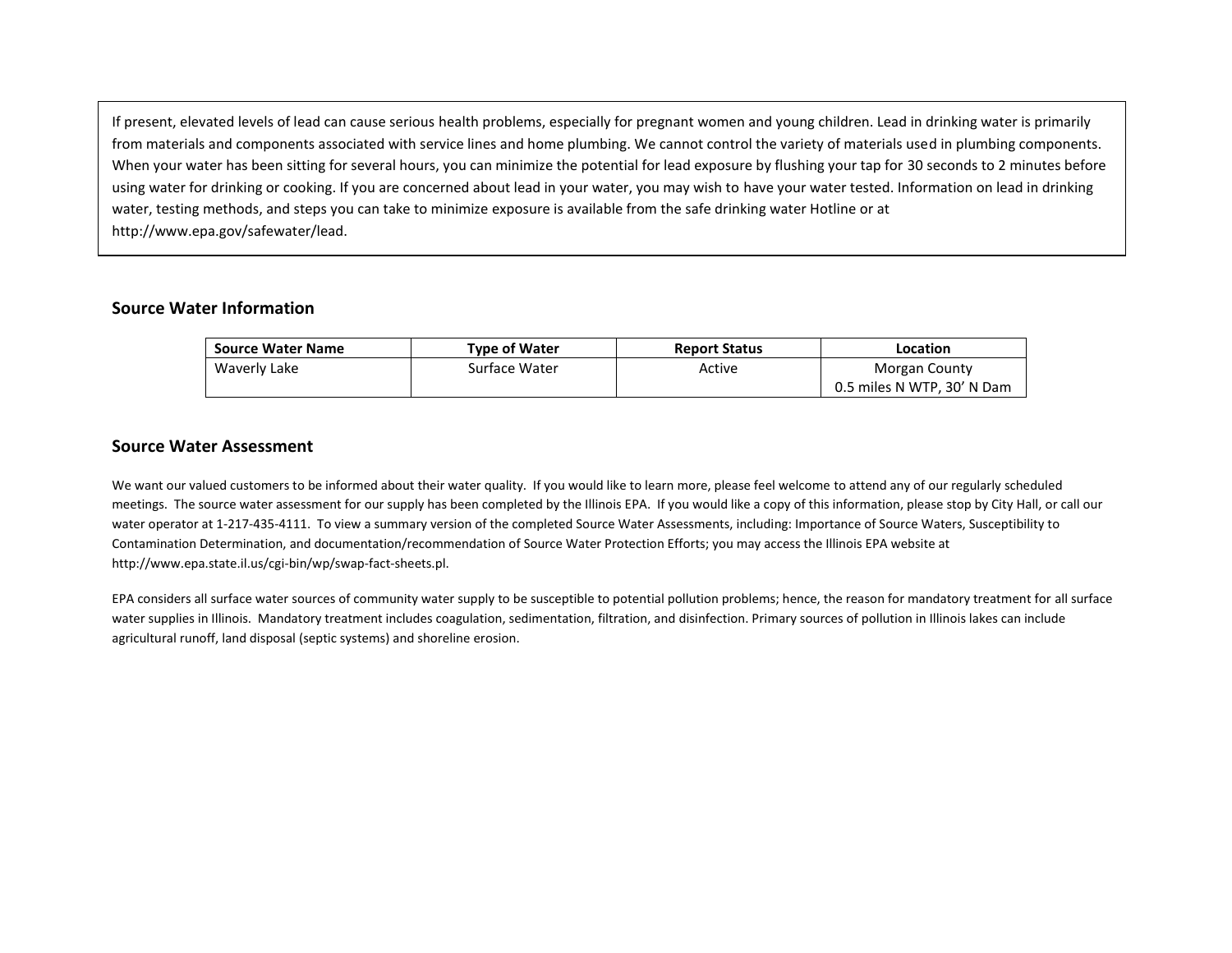If present, elevated levels of lead can cause serious health problems, especially for pregnant women and young children. Lead in drinking water is primarily from materials and components associated with service lines and home plumbing. We cannot control the variety of materials used in plumbing components. When your water has been sitting for several hours, you can minimize the potential for lead exposure by flushing your tap for 30 seconds to 2 minutes before using water for drinking or cooking. If you are concerned about lead in your water, you may wish to have your water tested. Information on lead in drinking water, testing methods, and steps you can take to minimize exposure is available from the safe drinking water Hotline or at http://www.epa.gov/safewater/lead.

## Source Water Information

| Source Water Name | Type of Water | Report Status | Location |
|---|---|---|---|
| Waverly Lake | Surface Water | Active | Morgan County<br>0.5 miles N WTP, 30' N Dam |

## Source Water Assessment

We want our valued customers to be informed about their water quality. If you would like to learn more, please feel welcome to attend any of our regularly scheduled meetings. The source water assessment for our supply has been completed by the Illinois EPA. If you would like a copy of this information, please stop by City Hall, or call our water operator at 1-217-435-4111. To view a summary version of the completed Source Water Assessments, including: Importance of Source Waters, Susceptibility to Contamination Determination, and documentation/recommendation of Source Water Protection Efforts; you may access the Illinois EPA website at http://www.epa.state.il.us/cgi-bin/wp/swap-fact-sheets.pl.

EPA considers all surface water sources of community water supply to be susceptible to potential pollution problems; hence, the reason for mandatory treatment for all surface water supplies in Illinois. Mandatory treatment includes coagulation, sedimentation, filtration, and disinfection. Primary sources of pollution in Illinois lakes can include agricultural runoff, land disposal (septic systems) and shoreline erosion.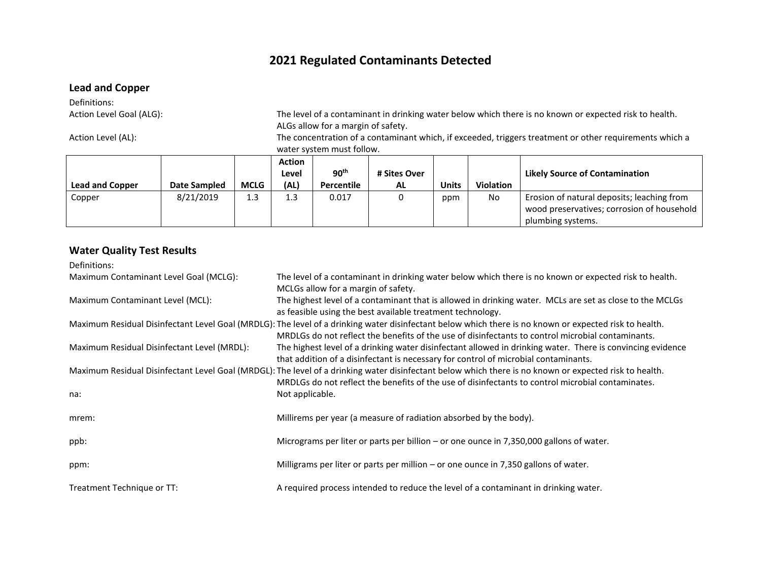# 2021 Regulated Contaminants Detected

## Lead and Copper

Definitions:

Action Level Goal (ALG): The level of a contaminant in drinking water below which there is no known or expected risk to health. ALGs allow for a margin of safety.

Action Level (AL): The concentration of a contaminant which, if exceeded, triggers treatment or other requirements which a water system must follow.

| Lead and Copper | Date Sampled | MCLG | Action Level (AL) | 90th Percentile | # Sites Over AL | Units | Violation | Likely Source of Contamination |
|---|---|---|---|---|---|---|---|---|
| Copper | 8/21/2019 | 1.3 | 1.3 | 0.017 | 0 | ppm | No | Erosion of natural deposits; leaching from wood preservatives; corrosion of household plumbing systems. |

## Water Quality Test Results

Definitions:

Maximum Contaminant Level Goal (MCLG): The level of a contaminant in drinking water below which there is no known or expected risk to health. MCLGs allow for a margin of safety.

Maximum Contaminant Level (MCL): The highest level of a contaminant that is allowed in drinking water. MCLs are set as close to the MCLGs as feasible using the best available treatment technology.

Maximum Residual Disinfectant Level Goal (MRDLG): The level of a drinking water disinfectant below which there is no known or expected risk to health. MRDLGs do not reflect the benefits of the use of disinfectants to control microbial contaminants.

Maximum Residual Disinfectant Level (MRDL): The highest level of a drinking water disinfectant allowed in drinking water. There is convincing evidence that addition of a disinfectant is necessary for control of microbial contaminants.

Maximum Residual Disinfectant Level Goal (MRDGL): The level of a drinking water disinfectant below which there is no known or expected risk to health. MRDLGs do not reflect the benefits of the use of disinfectants to control microbial contaminates.

na: Not applicable.

mrem: Millirems per year (a measure of radiation absorbed by the body).

ppb: Micrograms per liter or parts per billion – or one ounce in 7,350,000 gallons of water.

ppm: Milligrams per liter or parts per million – or one ounce in 7,350 gallons of water.

Treatment Technique or TT: A required process intended to reduce the level of a contaminant in drinking water.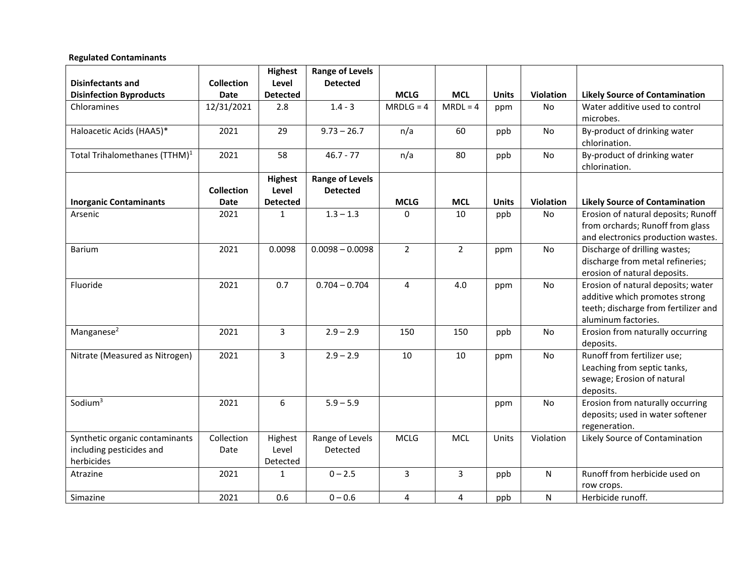**Regulated Contaminants**

| Disinfectants and Disinfection Byproducts | Collection Date | Highest Level Detected | Range of Levels Detected | MCLG | MCL | Units | Violation | Likely Source of Contamination |
|---|---|---|---|---|---|---|---|---|
| Chloramines | 12/31/2021 | 2.8 | 1.4 - 3 | MRDLG = 4 | MRDL = 4 | ppm | No | Water additive used to control microbes. |
| Haloacetic Acids (HAA5)* | 2021 | 29 | 9.73 – 26.7 | n/a | 60 | ppb | No | By-product of drinking water chlorination. |
| Total Trihalomethanes (TTHM)[1] | 2021 | 58 | 46.7 - 77 | n/a | 80 | ppb | No | By-product of drinking water chlorination. |
| **Inorganic Contaminants** | **Collection Date** | **Highest Level Detected** | **Range of Levels Detected** | **MCLG** | **MCL** | **Units** | **Violation** | **Likely Source of Contamination** |
| Arsenic | 2021 | 1 | 1.3 – 1.3 | 0 | 10 | ppb | No | Erosion of natural deposits; Runoff from orchards; Runoff from glass and electronics production wastes. |
| Barium | 2021 | 0.0098 | 0.0098 – 0.0098 | 2 | 2 | ppm | No | Discharge of drilling wastes; discharge from metal refineries; erosion of natural deposits. |
| Fluoride | 2021 | 0.7 | 0.704 – 0.704 | 4 | 4.0 | ppm | No | Erosion of natural deposits; water additive which promotes strong teeth; discharge from fertilizer and aluminum factories. |
| Manganese[2] | 2021 | 3 | 2.9 – 2.9 | 150 | 150 | ppb | No | Erosion from naturally occurring deposits. |
| Nitrate (Measured as Nitrogen) | 2021 | 3 | 2.9 – 2.9 | 10 | 10 | ppm | No | Runoff from fertilizer use; Leaching from septic tanks, sewage; Erosion of natural deposits. |
| Sodium[3] | 2021 | 6 | 5.9 – 5.9 | | | ppm | No | Erosion from naturally occurring deposits; used in water softener regeneration. |
| Synthetic organic contaminants including pesticides and herbicides | Collection Date | Highest Level Detected | Range of Levels Detected | MCLG | MCL | Units | Violation | Likely Source of Contamination |
| Atrazine | 2021 | 1 | 0 – 2.5 | 3 | 3 | ppb | N | Runoff from herbicide used on row crops. |
| Simazine | 2021 | 0.6 | 0 – 0.6 | 4 | 4 | ppb | N | Herbicide runoff. |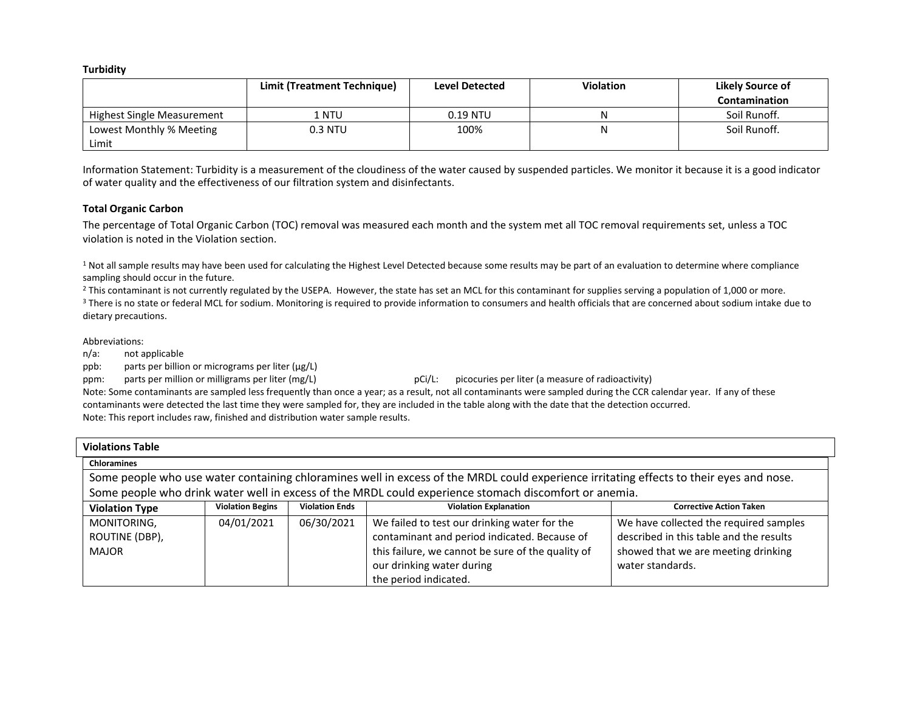**Turbidity**

| | Limit (Treatment Technique) | Level Detected | Violation | Likely Source of Contamination |
|---|---|---|---|---|
| Highest Single Measurement | 1 NTU | 0.19 NTU | N | Soil Runoff. |
| Lowest Monthly % Meeting Limit | 0.3 NTU | 100% | N | Soil Runoff. |

Information Statement: Turbidity is a measurement of the cloudiness of the water caused by suspended particles. We monitor it because it is a good indicator of water quality and the effectiveness of our filtration system and disinfectants.

**Total Organic Carbon**

The percentage of Total Organic Carbon (TOC) removal was measured each month and the system met all TOC removal requirements set, unless a TOC violation is noted in the Violation section.

[1] Not all sample results may have been used for calculating the Highest Level Detected because some results may be part of an evaluation to determine where compliance sampling should occur in the future.

[2] This contaminant is not currently regulated by the USEPA. However, the state has set an MCL for this contaminant for supplies serving a population of 1,000 or more.

[3] There is no state or federal MCL for sodium. Monitoring is required to provide information to consumers and health officials that are concerned about sodium intake due to dietary precautions.

Abbreviations:

n/a: not applicable

ppb: parts per billion or micrograms per liter (µg/L)

ppm: parts per million or milligrams per liter (mg/L)

pCi/L: picocuries per liter (a measure of radioactivity)

Note: Some contaminants are sampled less frequently than once a year; as a result, not all contaminants were sampled during the CCR calendar year. If any of these contaminants were detected the last time they were sampled for, they are included in the table along with the date that the detection occurred.

Note: This report includes raw, finished and distribution water sample results.

**Violations Table**

**Chloramines**

Some people who use water containing chloramines well in excess of the MRDL could experience irritating effects to their eyes and nose. Some people who drink water well in excess of the MRDL could experience stomach discomfort or anemia.

| Violation Type | Violation Begins | Violation Ends | Violation Explanation | Corrective Action Taken |
|---|---|---|---|---|
| MONITORING, ROUTINE (DBP), MAJOR | 04/01/2021 | 06/30/2021 | We failed to test our drinking water for the contaminant and period indicated. Because of this failure, we cannot be sure of the quality of our drinking water during the period indicated. | We have collected the required samples described in this table and the results showed that we are meeting drinking water standards. |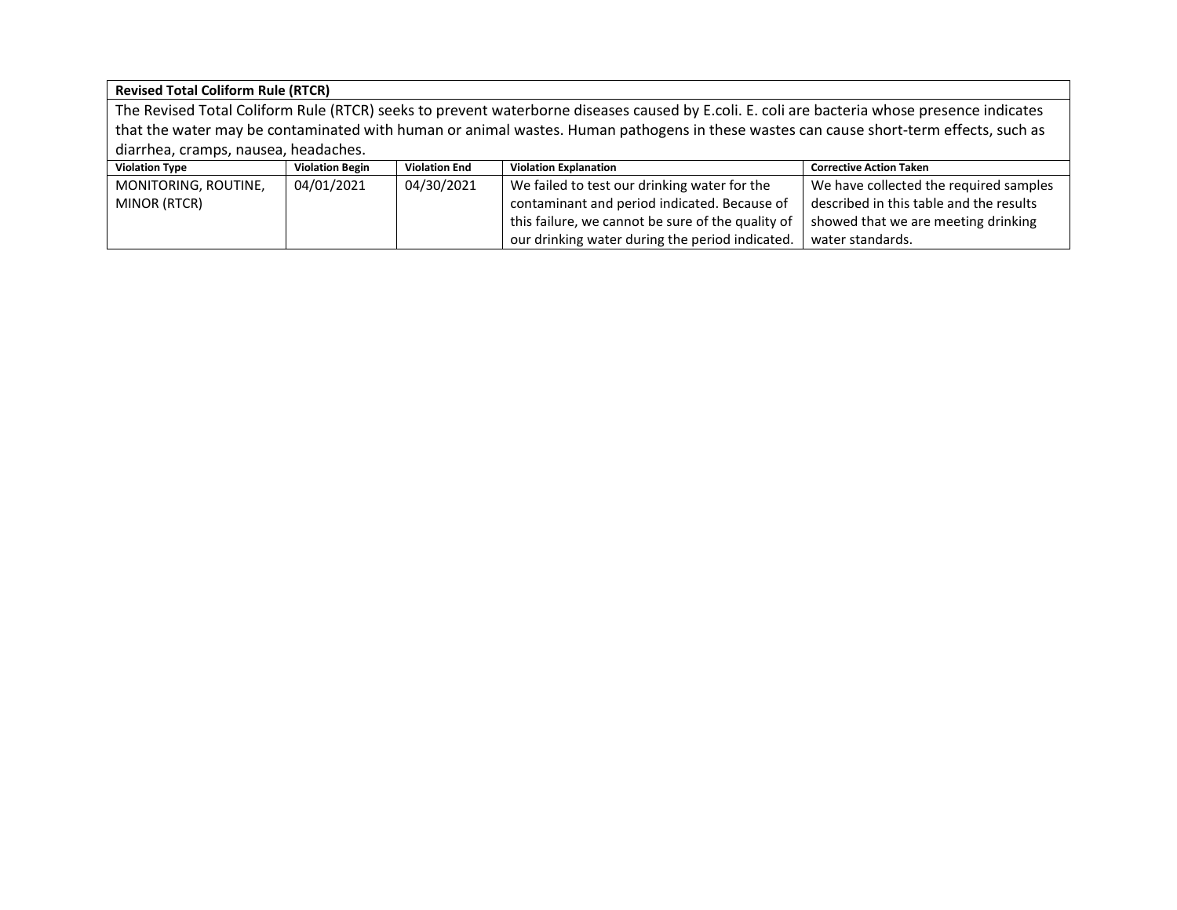**Revised Total Coliform Rule (RTCR)**

The Revised Total Coliform Rule (RTCR) seeks to prevent waterborne diseases caused by E.coli. E. coli are bacteria whose presence indicates that the water may be contaminated with human or animal wastes. Human pathogens in these wastes can cause short-term effects, such as diarrhea, cramps, nausea, headaches.

| Violation Type | Violation Begin | Violation End | Violation Explanation | Corrective Action Taken |
|---|---|---|---|---|
| MONITORING, ROUTINE, MINOR (RTCR) | 04/01/2021 | 04/30/2021 | We failed to test our drinking water for the contaminant and period indicated. Because of this failure, we cannot be sure of the quality of our drinking water during the period indicated. | We have collected the required samples described in this table and the results showed that we are meeting drinking water standards. |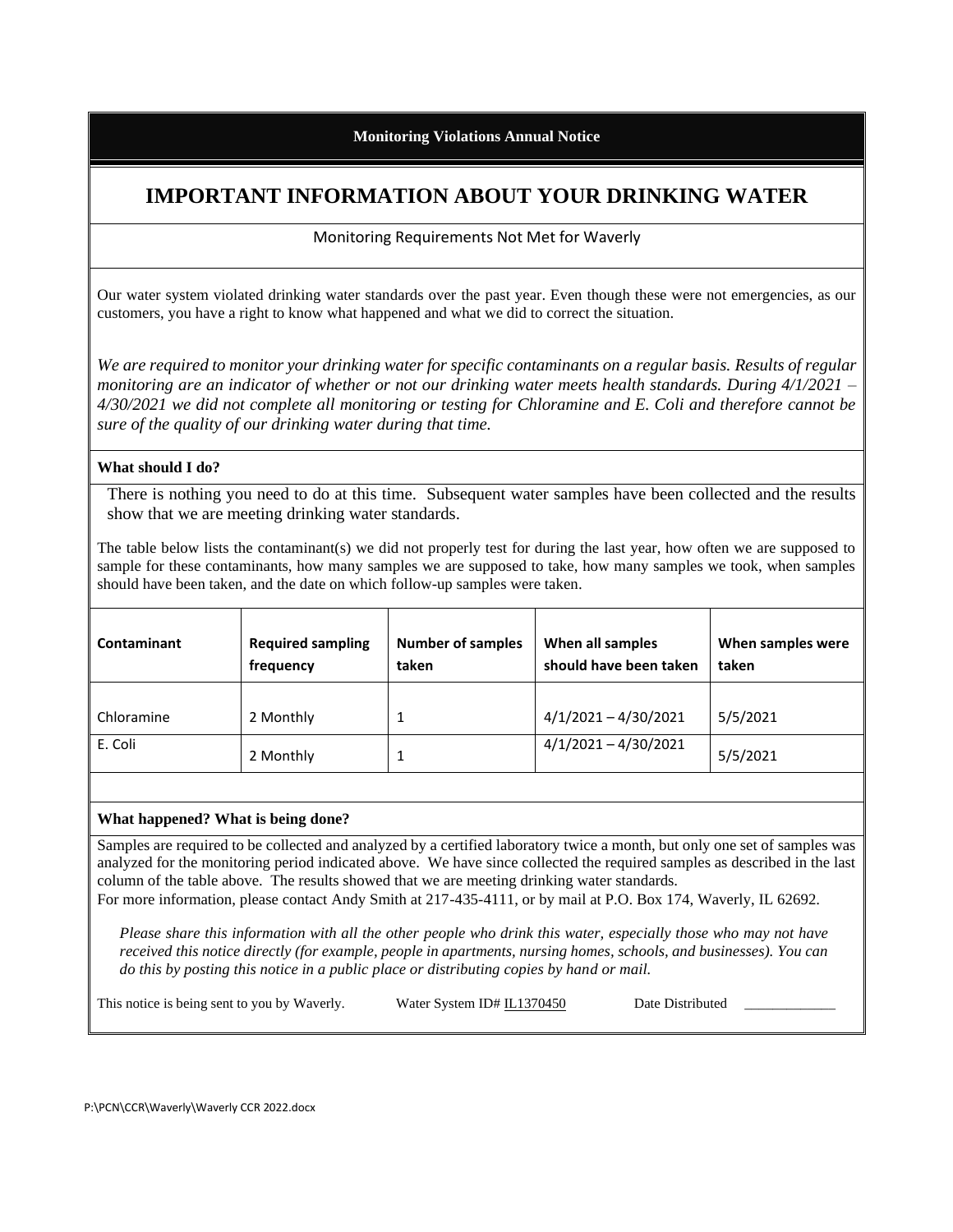**Monitoring Violations Annual Notice**

# IMPORTANT INFORMATION ABOUT YOUR DRINKING WATER

Monitoring Requirements Not Met for Waverly

Our water system violated drinking water standards over the past year. Even though these were not emergencies, as our customers, you have a right to know what happened and what we did to correct the situation.

*We are required to monitor your drinking water for specific contaminants on a regular basis. Results of regular monitoring are an indicator of whether or not our drinking water meets health standards. During 4/1/2021 – 4/30/2021 we did not complete all monitoring or testing for Chloramine and E. Coli and therefore cannot be sure of the quality of our drinking water during that time.*

**What should I do?**

There is nothing you need to do at this time. Subsequent water samples have been collected and the results show that we are meeting drinking water standards.

The table below lists the contaminant(s) we did not properly test for during the last year, how often we are supposed to sample for these contaminants, how many samples we are supposed to take, how many samples we took, when samples should have been taken, and the date on which follow-up samples were taken.

| Contaminant | Required sampling frequency | Number of samples taken | When all samples should have been taken | When samples were taken |
|---|---|---|---|---|
| Chloramine | 2 Monthly | 1 | 4/1/2021 – 4/30/2021 | 5/5/2021 |
| E. Coli | 2 Monthly | 1 | 4/1/2021 – 4/30/2021 | 5/5/2021 |

**What happened? What is being done?**

Samples are required to be collected and analyzed by a certified laboratory twice a month, but only one set of samples was analyzed for the monitoring period indicated above. We have since collected the required samples as described in the last column of the table above. The results showed that we are meeting drinking water standards.
For more information, please contact Andy Smith at 217-435-4111, or by mail at P.O. Box 174, Waverly, IL 62692.

*Please share this information with all the other people who drink this water, especially those who may not have received this notice directly (for example, people in apartments, nursing homes, schools, and businesses). You can do this by posting this notice in a public place or distributing copies by hand or mail.*

This notice is being sent to you by Waverly. Water System ID# IL1370450 Date Distributed _____________

P:\PCN\CCR\Waverly\Waverly CCR 2022.docx